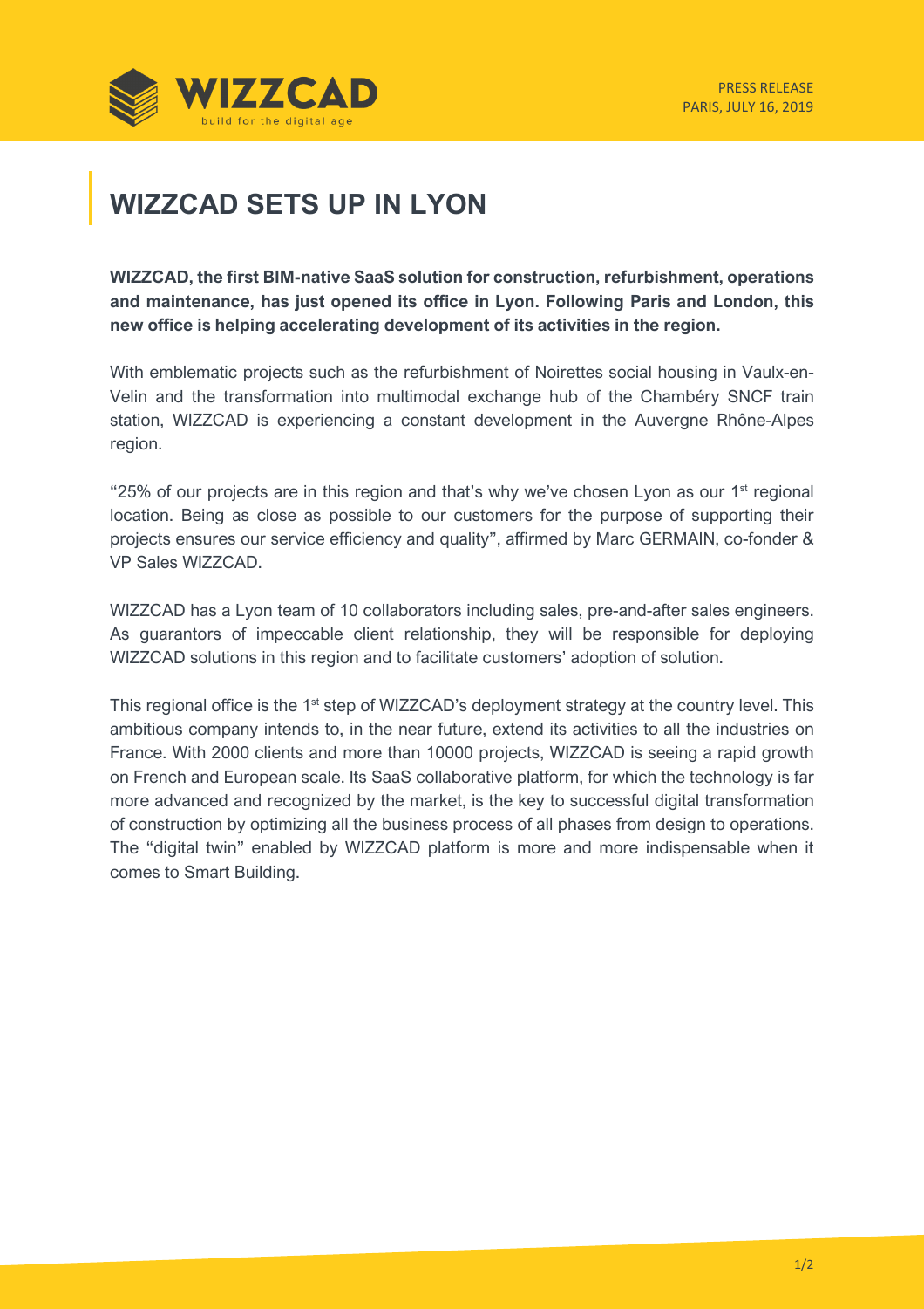WIZZCAD
build for the digital age

PRESS RELEASE
PARIS, JULY 16, 2019

# WIZZCAD SETS UP IN LYON

**WIZZCAD, the first BIM-native SaaS solution for construction, refurbishment, operations and maintenance, has just opened its office in Lyon. Following Paris and London, this new office is helping accelerating development of its activities in the region.**

With emblematic projects such as the refurbishment of Noirettes social housing in Vaulx-en-Velin and the transformation into multimodal exchange hub of the Chambéry SNCF train station, WIZZCAD is experiencing a constant development in the Auvergne Rhône-Alpes region.

"25% of our projects are in this region and that's why we've chosen Lyon as our 1st regional location. Being as close as possible to our customers for the purpose of supporting their projects ensures our service efficiency and quality", affirmed by Marc GERMAIN, co-fonder & VP Sales WIZZCAD.

WIZZCAD has a Lyon team of 10 collaborators including sales, pre-and-after sales engineers. As guarantors of impeccable client relationship, they will be responsible for deploying WIZZCAD solutions in this region and to facilitate customers' adoption of solution.

This regional office is the 1st step of WIZZCAD's deployment strategy at the country level. This ambitious company intends to, in the near future, extend its activities to all the industries on France. With 2000 clients and more than 10000 projects, WIZZCAD is seeing a rapid growth on French and European scale. Its SaaS collaborative platform, for which the technology is far more advanced and recognized by the market, is the key to successful digital transformation of construction by optimizing all the business process of all phases from design to operations. The "digital twin" enabled by WIZZCAD platform is more and more indispensable when it comes to Smart Building.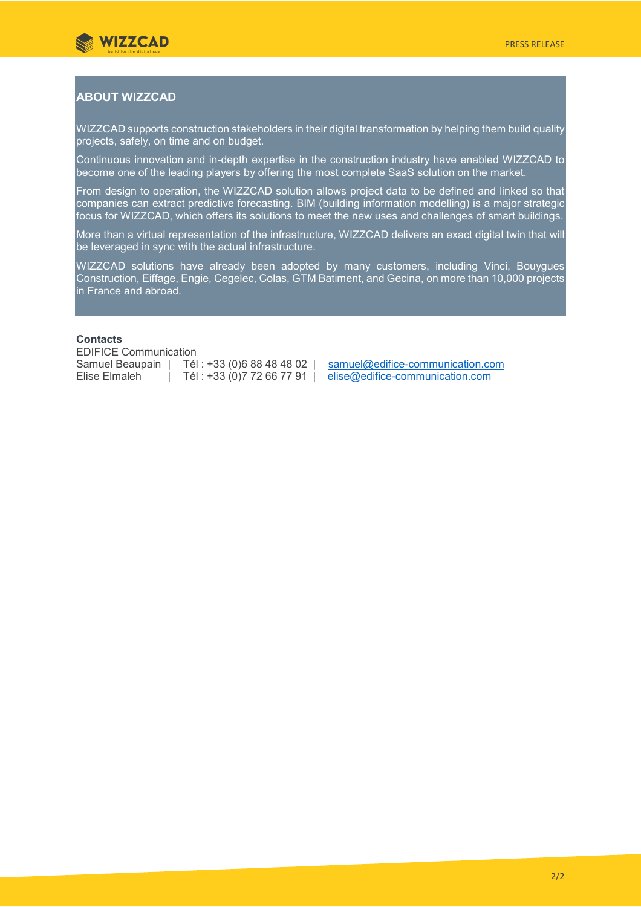## ABOUT WIZZCAD

WIZZCAD supports construction stakeholders in their digital transformation by helping them build quality projects, safely, on time and on budget.

Continuous innovation and in-depth expertise in the construction industry have enabled WIZZCAD to become one of the leading players by offering the most complete SaaS solution on the market.

From design to operation, the WIZZCAD solution allows project data to be defined and linked so that companies can extract predictive forecasting. BIM (building information modelling) is a major strategic focus for WIZZCAD, which offers its solutions to meet the new uses and challenges of smart buildings.

More than a virtual representation of the infrastructure, WIZZCAD delivers an exact digital twin that will be leveraged in sync with the actual infrastructure.

WIZZCAD solutions have already been adopted by many customers, including Vinci, Bouygues Construction, Eiffage, Engie, Cegelec, Colas, GTM Batiment, and Gecina, on more than 10,000 projects in France and abroad.

**Contacts**

EDIFICE Communication

Samuel Beaupain | Tél : +33 (0)6 88 48 48 02 | samuel@edifice-communication.com

Elise Elmaleh | Tél : +33 (0)7 72 66 77 91 | elise@edifice-communication.com